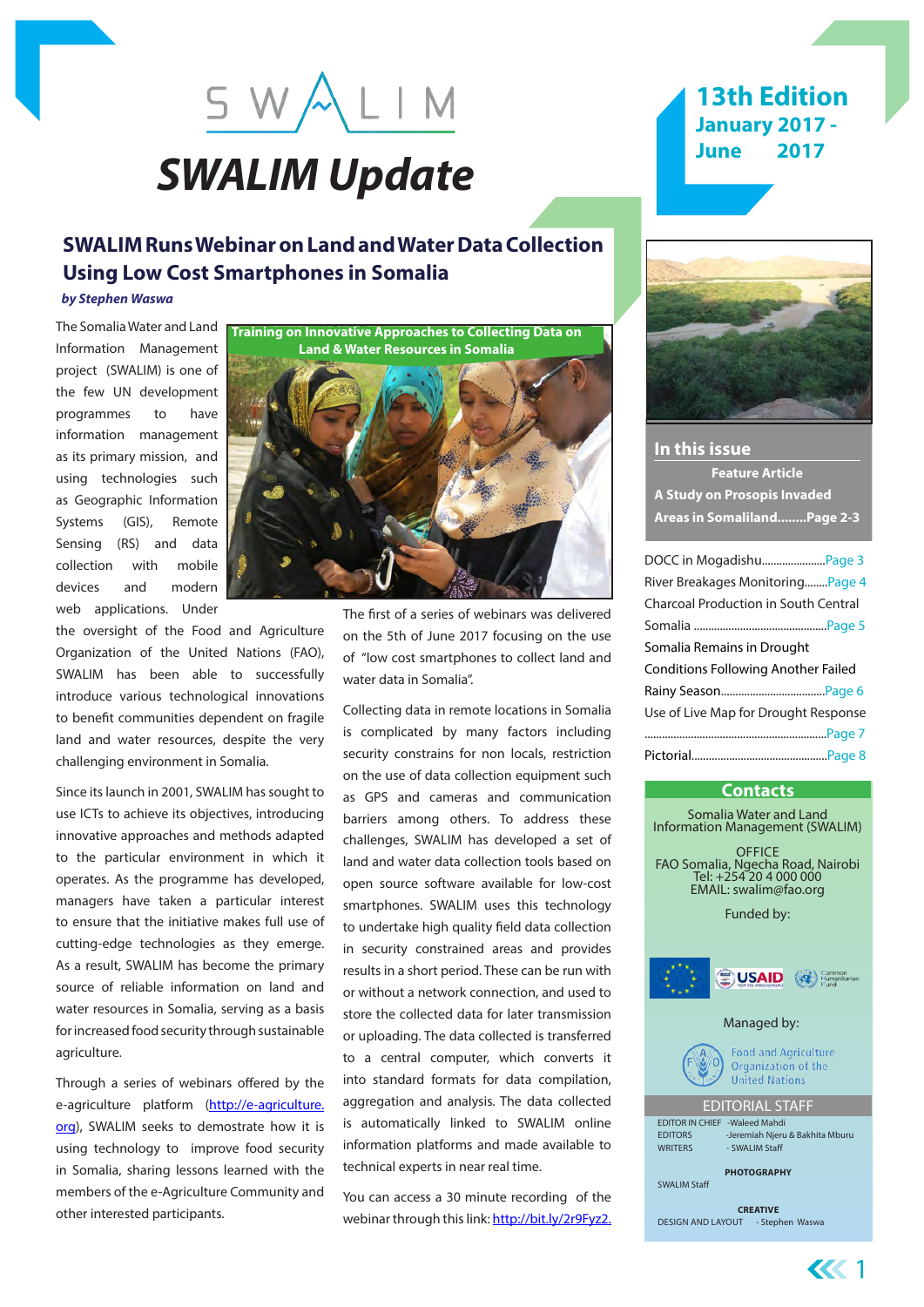# SWALIM Update

**13th Edition**
**January 2017 - June 2017**

## SWALIM Runs Webinar on Land and Water Data Collection Using Low Cost Smartphones in Somalia

***by Stephen Waswa***

The Somalia Water and Land Information Management project (SWALIM) is one of the few UN development programmes to have information management as its primary mission, and using technologies such as Geographic Information Systems (GIS), Remote Sensing (RS) and data collection with mobile devices and modern web applications. Under the oversight of the Food and Agriculture Organization of the United Nations (FAO), SWALIM has been able to successfully introduce various technological innovations to benefit communities dependent on fragile land and water resources, despite the very challenging environment in Somalia.

Since its launch in 2001, SWALIM has sought to use ICTs to achieve its objectives, introducing innovative approaches and methods adapted to the particular environment in which it operates. As the programme has developed, managers have taken a particular interest to ensure that the initiative makes full use of cutting-edge technologies as they emerge. As a result, SWALIM has become the primary source of reliable information on land and water resources in Somalia, serving as a basis for increased food security through sustainable agriculture.

Through a series of webinars offered by the e-agriculture platform (http://e-agriculture.org), SWALIM seeks to demostrate how it is using technology to improve food security in Somalia, sharing lessons learned with the members of the e-Agriculture Community and other interested participants.

**Training on Innovative Approaches to Collecting Data on Land & Water Resources in Somalia**

The first of a series of webinars was delivered on the 5th of June 2017 focusing on the use of "low cost smartphones to collect land and water data in Somalia".

Collecting data in remote locations in Somalia is complicated by many factors including security constrains for non locals, restriction on the use of data collection equipment such as GPS and cameras and communication barriers among others. To address these challenges, SWALIM has developed a set of land and water data collection tools based on open source software available for low-cost smartphones. SWALIM uses this technology to undertake high quality field data collection in security constrained areas and provides results in a short period. These can be run with or without a network connection, and used to store the collected data for later transmission or uploading. The data collected is transferred to a central computer, which converts it into standard formats for data compilation, aggregation and analysis. The data collected is automatically linked to SWALIM online information platforms and made available to technical experts in near real time.

You can access a 30 minute recording of the webinar through this link: http://bit.ly/2r9Fyz2.

### In this issue

**Feature Article**
**A Study on Prosopis Invaded Areas in Somaliland........Page 2-3**

- DOCC in Mogadishu......................Page 3
- River Breakages Monitoring........Page 4
- Charcoal Production in South Central Somalia ..............................................Page 5
- Somalia Remains in Drought Conditions Following Another Failed Rainy Season....................................Page 6
- Use of Live Map for Drought Response ..............................................................Page 7
- Pictorial...............................................Page 8

### Contacts

Somalia Water and Land Information Management (SWALIM)

OFFICE
FAO Somalia, Ngecha Road, Nairobi
Tel: +254 20 4 000 000
EMAIL: swalim@fao.org

Funded by:

USAID | Common Humanitarian Fund

Managed by:

Food and Agriculture Organization of the United Nations

### EDITORIAL STAFF

EDITOR IN CHIEF -Waleed Mahdi
EDITORS -Jeremiah Njeru & Bakhita Mburu
WRITERS - SWALIM Staff

**PHOTOGRAPHY**
SWALIM Staff

**CREATIVE**
DESIGN AND LAYOUT - Stephen Waswa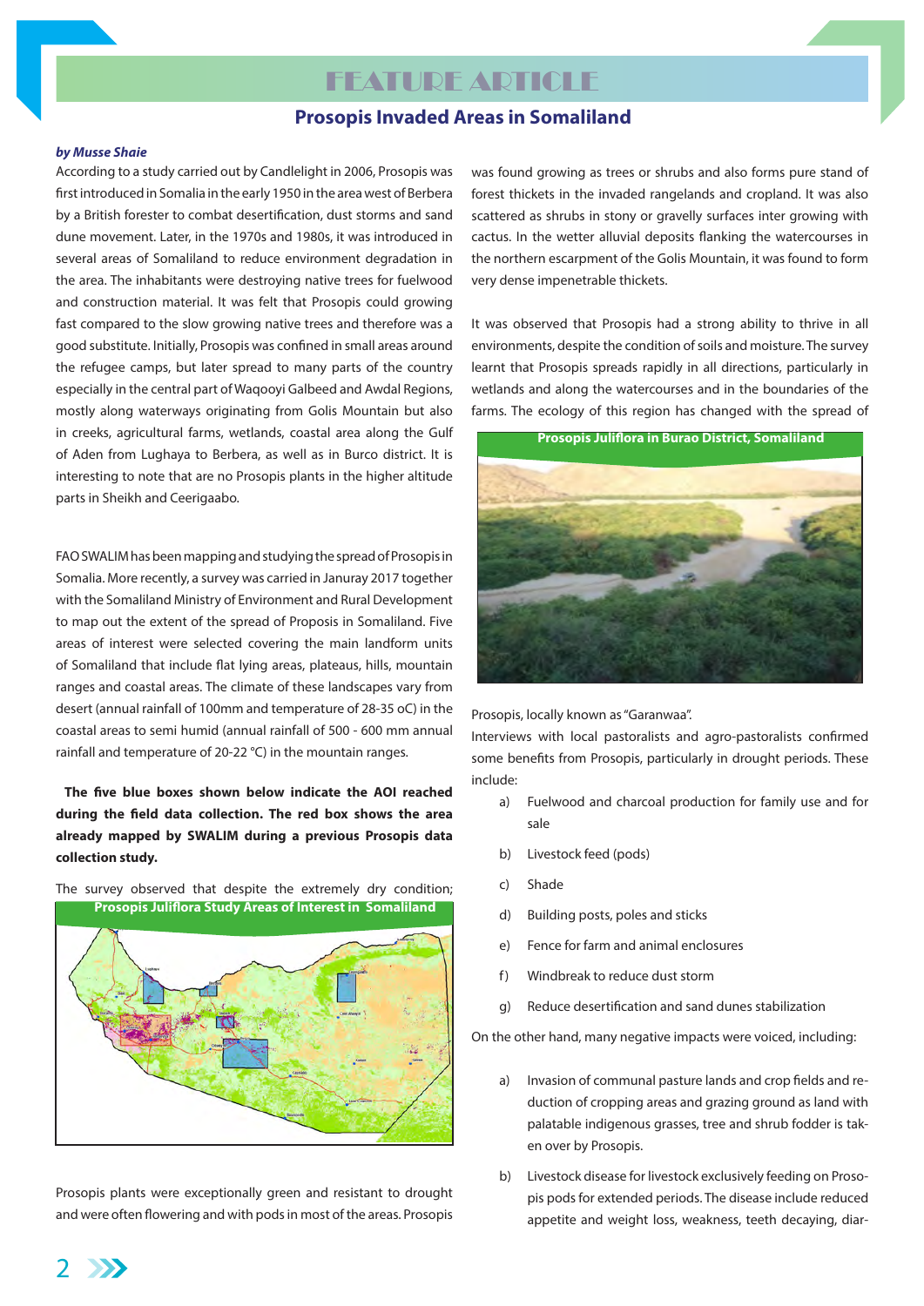# FEATURE ARTICLE

## Prosopis Invaded Areas in Somaliland

***by Musse Shaie***

According to a study carried out by Candlelight in 2006, Prosopis was first introduced in Somalia in the early 1950 in the area west of Berbera by a British forester to combat desertification, dust storms and sand dune movement. Later, in the 1970s and 1980s, it was introduced in several areas of Somaliland to reduce environment degradation in the area. The inhabitants were destroying native trees for fuelwood and construction material. It was felt that Prosopis could growing fast compared to the slow growing native trees and therefore was a good substitute. Initially, Prosopis was confined in small areas around the refugee camps, but later spread to many parts of the country especially in the central part of Waqooyi Galbeed and Awdal Regions, mostly along waterways originating from Golis Mountain but also in creeks, agricultural farms, wetlands, coastal area along the Gulf of Aden from Lughaya to Berbera, as well as in Burco district. It is interesting to note that are no Prosopis plants in the higher altitude parts in Sheikh and Ceerigaabo.

FAO SWALIM has been mapping and studying the spread of Prosopis in Somalia. More recently, a survey was carried in Januray 2017 together with the Somaliland Ministry of Environment and Rural Development to map out the extent of the spread of Proposis in Somaliland. Five areas of interest were selected covering the main landform units of Somaliland that include flat lying areas, plateaus, hills, mountain ranges and coastal areas. The climate of these landscapes vary from desert (annual rainfall of 100mm and temperature of 28-35 oC) in the coastal areas to semi humid (annual rainfall of 500 - 600 mm annual rainfall and temperature of 20-22 °C) in the mountain ranges.

**The five blue boxes shown below indicate the AOI reached during the field data collection. The red box shows the area already mapped by SWALIM during a previous Prosopis data collection study.**

The survey observed that despite the extremely dry condition;

**Prosopis Juliflora Study Areas of Interest in Somaliland**

Prosopis plants were exceptionally green and resistant to drought and were often flowering and with pods in most of the areas. Prosopis was found growing as trees or shrubs and also forms pure stand of forest thickets in the invaded rangelands and cropland. It was also scattered as shrubs in stony or gravelly surfaces inter growing with cactus. In the wetter alluvial deposits flanking the watercourses in the northern escarpment of the Golis Mountain, it was found to form very dense impenetrable thickets.

It was observed that Prosopis had a strong ability to thrive in all environments, despite the condition of soils and moisture. The survey learnt that Prosopis spreads rapidly in all directions, particularly in wetlands and along the watercourses and in the boundaries of the farms. The ecology of this region has changed with the spread of Prosopis, locally known as "Garanwaa".

**Prosopis Juliflora in Burao District, Somaliland**

Interviews with local pastoralists and agro-pastoralists confirmed some benefits from Prosopis, particularly in drought periods. These include:

a) Fuelwood and charcoal production for family use and for sale

b) Livestock feed (pods)

c) Shade

d) Building posts, poles and sticks

e) Fence for farm and animal enclosures

f) Windbreak to reduce dust storm

g) Reduce desertification and sand dunes stabilization

On the other hand, many negative impacts were voiced, including:

a) Invasion of communal pasture lands and crop fields and reduction of cropping areas and grazing ground as land with palatable indigenous grasses, tree and shrub fodder is taken over by Prosopis.

b) Livestock disease for livestock exclusively feeding on Prosopis pods for extended periods. The disease include reduced appetite and weight loss, weakness, teeth decaying, diar-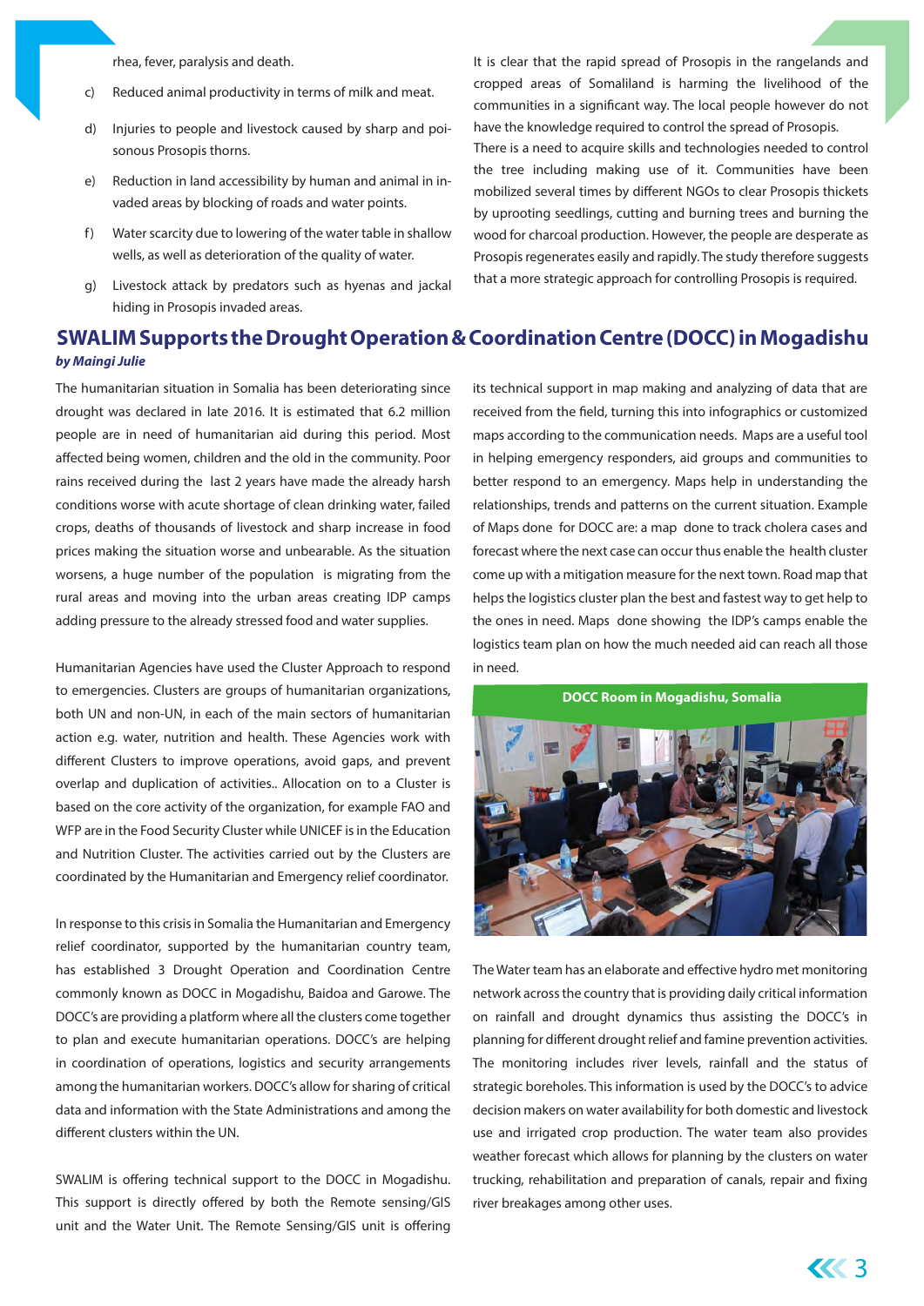rhea, fever, paralysis and death.

c) Reduced animal productivity in terms of milk and meat.

d) Injuries to people and livestock caused by sharp and poisonous Prosopis thorns.

e) Reduction in land accessibility by human and animal in invaded areas by blocking of roads and water points.

f) Water scarcity due to lowering of the water table in shallow wells, as well as deterioration of the quality of water.

g) Livestock attack by predators such as hyenas and jackal hiding in Prosopis invaded areas.

It is clear that the rapid spread of Prosopis in the rangelands and cropped areas of Somaliland is harming the livelihood of the communities in a significant way. The local people however do not have the knowledge required to control the spread of Prosopis. There is a need to acquire skills and technologies needed to control the tree including making use of it. Communities have been mobilized several times by different NGOs to clear Prosopis thickets by uprooting seedlings, cutting and burning trees and burning the wood for charcoal production. However, the people are desperate as Prosopis regenerates easily and rapidly. The study therefore suggests that a more strategic approach for controlling Prosopis is required.

## SWALIM Supports the Drought Operation & Coordination Centre (DOCC) in Mogadishu

***by Maingi Julie***

The humanitarian situation in Somalia has been deteriorating since drought was declared in late 2016. It is estimated that 6.2 million people are in need of humanitarian aid during this period. Most affected being women, children and the old in the community. Poor rains received during the last 2 years have made the already harsh conditions worse with acute shortage of clean drinking water, failed crops, deaths of thousands of livestock and sharp increase in food prices making the situation worse and unbearable. As the situation worsens, a huge number of the population is migrating from the rural areas and moving into the urban areas creating IDP camps adding pressure to the already stressed food and water supplies.

Humanitarian Agencies have used the Cluster Approach to respond to emergencies. Clusters are groups of humanitarian organizations, both UN and non-UN, in each of the main sectors of humanitarian action e.g. water, nutrition and health. These Agencies work with different Clusters to improve operations, avoid gaps, and prevent overlap and duplication of activities.. Allocation on to a Cluster is based on the core activity of the organization, for example FAO and WFP are in the Food Security Cluster while UNICEF is in the Education and Nutrition Cluster. The activities carried out by the Clusters are coordinated by the Humanitarian and Emergency relief coordinator.

In response to this crisis in Somalia the Humanitarian and Emergency relief coordinator, supported by the humanitarian country team, has established 3 Drought Operation and Coordination Centre commonly known as DOCC in Mogadishu, Baidoa and Garowe. The DOCC's are providing a platform where all the clusters come together to plan and execute humanitarian operations. DOCC's are helping in coordination of operations, logistics and security arrangements among the humanitarian workers. DOCC's allow for sharing of critical data and information with the State Administrations and among the different clusters within the UN.

SWALIM is offering technical support to the DOCC in Mogadishu. This support is directly offered by both the Remote sensing/GIS unit and the Water Unit. The Remote Sensing/GIS unit is offering its technical support in map making and analyzing of data that are received from the field, turning this into infographics or customized maps according to the communication needs. Maps are a useful tool in helping emergency responders, aid groups and communities to better respond to an emergency. Maps help in understanding the relationships, trends and patterns on the current situation. Example of Maps done for DOCC are: a map done to track cholera cases and forecast where the next case can occur thus enable the health cluster come up with a mitigation measure for the next town. Road map that helps the logistics cluster plan the best and fastest way to get help to the ones in need. Maps done showing the IDP's camps enable the logistics team plan on how the much needed aid can reach all those in need.

DOCC Room in Mogadishu, Somalia

The Water team has an elaborate and effective hydro met monitoring network across the country that is providing daily critical information on rainfall and drought dynamics thus assisting the DOCC's in planning for different drought relief and famine prevention activities. The monitoring includes river levels, rainfall and the status of strategic boreholes. This information is used by the DOCC's to advice decision makers on water availability for both domestic and livestock use and irrigated crop production. The water team also provides weather forecast which allows for planning by the clusters on water trucking, rehabilitation and preparation of canals, repair and fixing river breakages among other uses.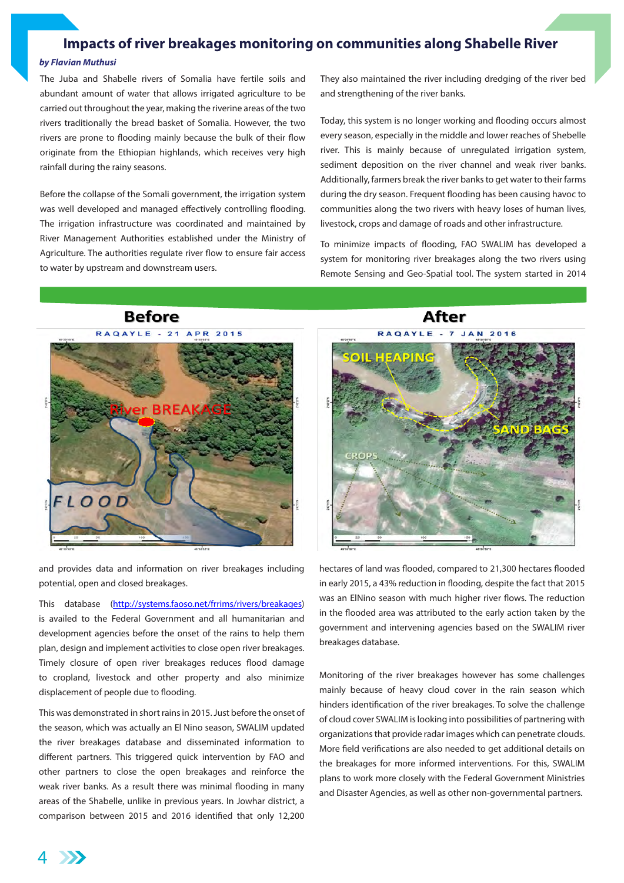# Impacts of river breakages monitoring on communities along Shabelle River

***by Flavian Muthusi***

The Juba and Shabelle rivers of Somalia have fertile soils and abundant amount of water that allows irrigated agriculture to be carried out throughout the year, making the riverine areas of the two rivers traditionally the bread basket of Somalia. However, the two rivers are prone to flooding mainly because the bulk of their flow originate from the Ethiopian highlands, which receives very high rainfall during the rainy seasons.

Before the collapse of the Somali government, the irrigation system was well developed and managed effectively controlling flooding. The irrigation infrastructure was coordinated and maintained by River Management Authorities established under the Ministry of Agriculture. The authorities regulate river flow to ensure fair access to water by upstream and downstream users.

They also maintained the river including dredging of the river bed and strengthening of the river banks.

Today, this system is no longer working and flooding occurs almost every season, especially in the middle and lower reaches of Shebelle river. This is mainly because of unregulated irrigation system, sediment deposition on the river channel and weak river banks. Additionally, farmers break the river banks to get water to their farms during the dry season. Frequent flooding has been causing havoc to communities along the two rivers with heavy loses of human lives, livestock, crops and damage of roads and other infrastructure.

To minimize impacts of flooding, FAO SWALIM has developed a system for monitoring river breakages along the two rivers using Remote Sensing and Geo-Spatial tool. The system started in 2014

**Before** — RAQAYLE - 21 APR 2015

**After** — RAQAYLE - 7 JAN 2016

and provides data and information on river breakages including potential, open and closed breakages.

This database (http://systems.faoso.net/frrims/rivers/breakages) is availed to the Federal Government and all humanitarian and development agencies before the onset of the rains to help them plan, design and implement activities to close open river breakages. Timely closure of open river breakages reduces flood damage to cropland, livestock and other property and also minimize displacement of people due to flooding.

This was demonstrated in short rains in 2015. Just before the onset of the season, which was actually an El Nino season, SWALIM updated the river breakages database and disseminated information to different partners. This triggered quick intervention by FAO and other partners to close the open breakages and reinforce the weak river banks. As a result there was minimal flooding in many areas of the Shabelle, unlike in previous years. In Jowhar district, a comparison between 2015 and 2016 identified that only 12,200 hectares of land was flooded, compared to 21,300 hectares flooded in early 2015, a 43% reduction in flooding, despite the fact that 2015 was an ElNino season with much higher river flows. The reduction in the flooded area was attributed to the early action taken by the government and intervening agencies based on the SWALIM river breakages database.

Monitoring of the river breakages however has some challenges mainly because of heavy cloud cover in the rain season which hinders identification of the river breakages. To solve the challenge of cloud cover SWALIM is looking into possibilities of partnering with organizations that provide radar images which can penetrate clouds. More field verifications are also needed to get additional details on the breakages for more informed interventions. For this, SWALIM plans to work more closely with the Federal Government Ministries and Disaster Agencies, as well as other non-governmental partners.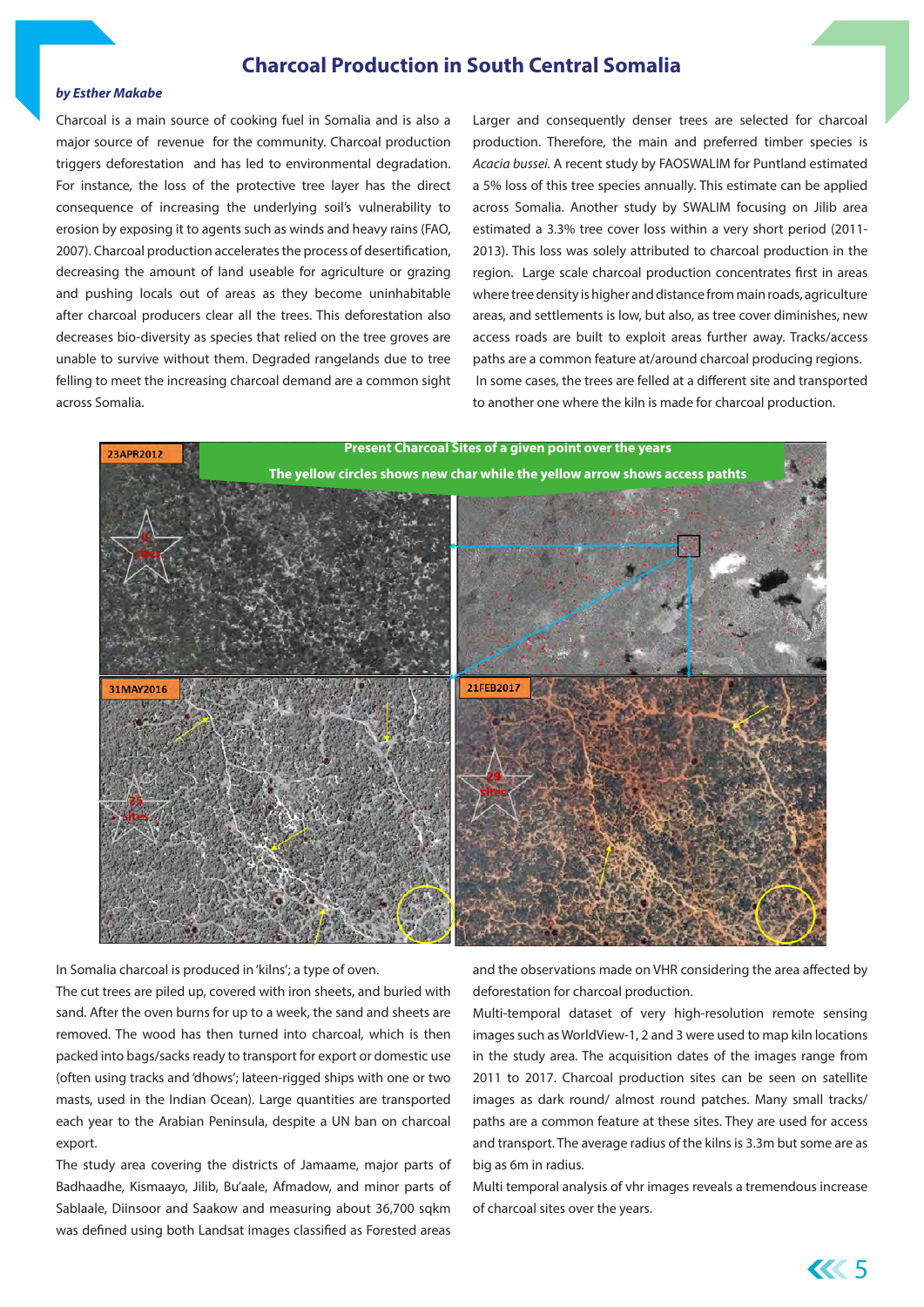# Charcoal Production in South Central Somalia

***by Esther Makabe***

Charcoal is a main source of cooking fuel in Somalia and is also a major source of revenue for the community. Charcoal production triggers deforestation and has led to environmental degradation. For instance, the loss of the protective tree layer has the direct consequence of increasing the underlying soil's vulnerability to erosion by exposing it to agents such as winds and heavy rains (FAO, 2007). Charcoal production accelerates the process of desertification, decreasing the amount of land useable for agriculture or grazing and pushing locals out of areas as they become uninhabitable after charcoal producers clear all the trees. This deforestation also decreases bio-diversity as species that relied on the tree groves are unable to survive without them. Degraded rangelands due to tree felling to meet the increasing charcoal demand are a common sight across Somalia.

Larger and consequently denser trees are selected for charcoal production. Therefore, the main and preferred timber species is *Acacia bussei.* A recent study by FAOSWALIM for Puntland estimated a 5% loss of this tree species annually. This estimate can be applied across Somalia. Another study by SWALIM focusing on Jilib area estimated a 3.3% tree cover loss within a very short period (2011-2013). This loss was solely attributed to charcoal production in the region. Large scale charcoal production concentrates first in areas where tree density is higher and distance from main roads, agriculture areas, and settlements is low, but also, as tree cover diminishes, new access roads are built to exploit areas further away. Tracks/access paths are a common feature at/around charcoal producing regions.

In some cases, the trees are felled at a different site and transported to another one where the kiln is made for charcoal production.

Present Charcoal Sites of a given point over the years

The yellow circles shows new char while the yellow arrow shows access paths

In Somalia charcoal is produced in 'kilns'; a type of oven.

The cut trees are piled up, covered with iron sheets, and buried with sand. After the oven burns for up to a week, the sand and sheets are removed. The wood has then turned into charcoal, which is then packed into bags/sacks ready to transport for export or domestic use (often using tracks and 'dhows'; lateen-rigged ships with one or two masts, used in the Indian Ocean). Large quantities are transported each year to the Arabian Peninsula, despite a UN ban on charcoal export.

The study area covering the districts of Jamaame, major parts of Badhaadhe, Kismaayo, Jilib, Bu'aale, Afmadow, and minor parts of Sablaale, Diinsoor and Saakow and measuring about 36,700 sqkm was defined using both Landsat images classified as Forested areas and the observations made on VHR considering the area affected by deforestation for charcoal production.

Multi-temporal dataset of very high-resolution remote sensing images such as WorldView-1, 2 and 3 were used to map kiln locations in the study area. The acquisition dates of the images range from 2011 to 2017. Charcoal production sites can be seen on satellite images as dark round/ almost round patches. Many small tracks/ paths are a common feature at these sites. They are used for access and transport. The average radius of the kilns is 3.3m but some are as big as 6m in radius.

Multi temporal analysis of vhr images reveals a tremendous increase of charcoal sites over the years.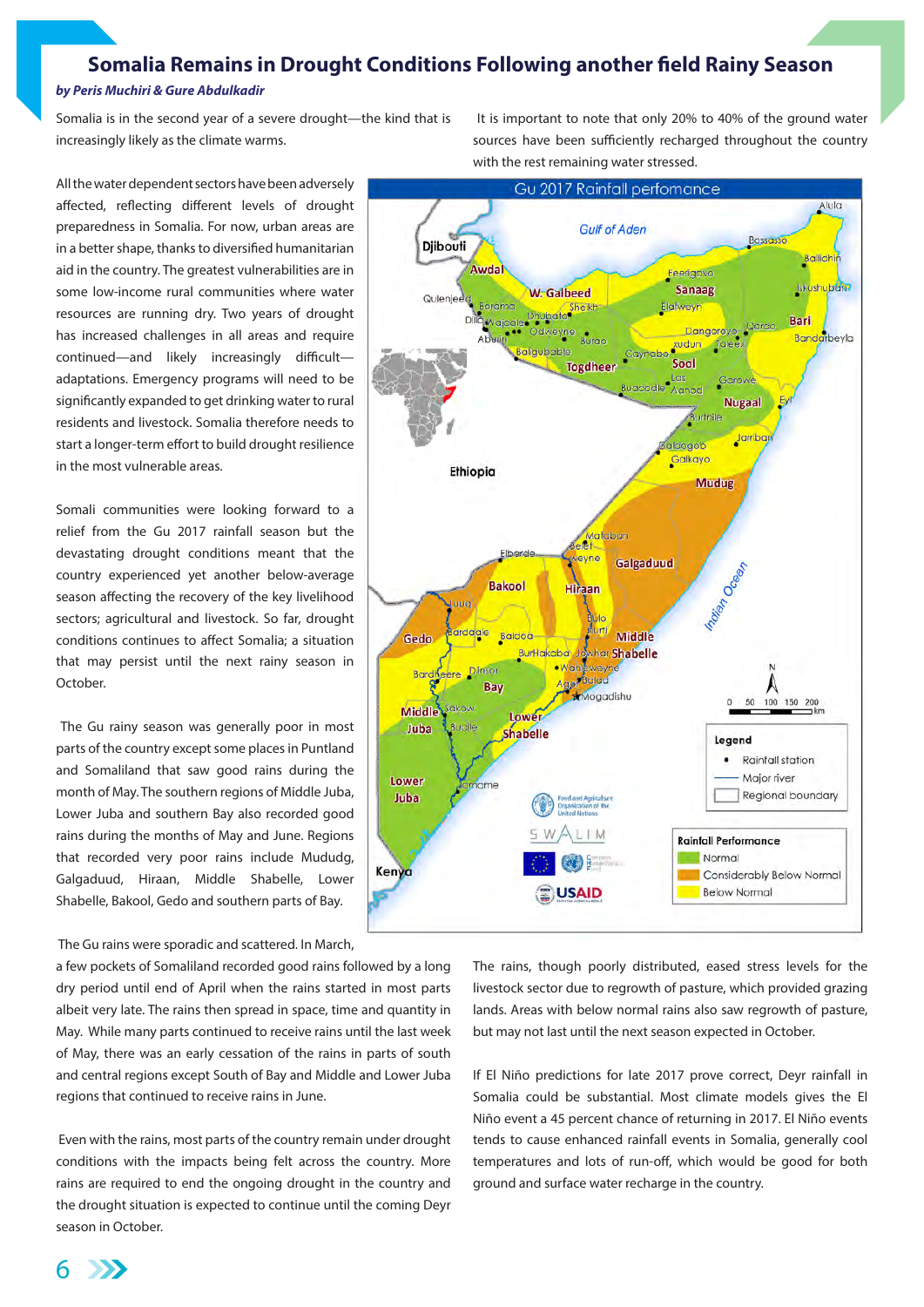# Somalia Remains in Drought Conditions Following another field Rainy Season

*by Peris Muchiri & Gure Abdulkadir*

Somalia is in the second year of a severe drought—the kind that is increasingly likely as the climate warms.

All the water dependent sectors have been adversely affected, reflecting different levels of drought preparedness in Somalia. For now, urban areas are in a better shape, thanks to diversified humanitarian aid in the country. The greatest vulnerabilities are in some low-income rural communities where water resources are running dry. Two years of drought has increased challenges in all areas and require continued—and likely increasingly difficult—adaptations. Emergency programs will need to be significantly expanded to get drinking water to rural residents and livestock. Somalia therefore needs to start a longer-term effort to build drought resilience in the most vulnerable areas.

Somali communities were looking forward to a relief from the Gu 2017 rainfall season but the devastating drought conditions meant that the country experienced yet another below-average season affecting the recovery of the key livelihood sectors; agricultural and livestock. So far, drought conditions continues to affect Somalia; a situation that may persist until the next rainy season in October.

The Gu rainy season was generally poor in most parts of the country except some places in Puntland and Somaliland that saw good rains during the month of May. The southern regions of Middle Juba, Lower Juba and southern Bay also recorded good rains during the months of May and June. Regions that recorded very poor rains include Mududg, Galgaduud, Hiraan, Middle Shabelle, Lower Shabelle, Bakool, Gedo and southern parts of Bay.

It is important to note that only 20% to 40% of the ground water sources have been sufficiently recharged throughout the country with the rest remaining water stressed.

Gu 2017 Rainfall perfomance

Legend: Rainfall station; Major river; Regional boundary

Rainfall Performance: Normal; Considerably Below Normal; Below Normal

The Gu rains were sporadic and scattered. In March, a few pockets of Somaliland recorded good rains followed by a long dry period until end of April when the rains started in most parts albeit very late. The rains then spread in space, time and quantity in May. While many parts continued to receive rains until the last week of May, there was an early cessation of the rains in parts of south and central regions except South of Bay and Middle and Lower Juba regions that continued to receive rains in June.

Even with the rains, most parts of the country remain under drought conditions with the impacts being felt across the country. More rains are required to end the ongoing drought in the country and the drought situation is expected to continue until the coming Deyr season in October.

The rains, though poorly distributed, eased stress levels for the livestock sector due to regrowth of pasture, which provided grazing lands. Areas with below normal rains also saw regrowth of pasture, but may not last until the next season expected in October.

If El Niño predictions for late 2017 prove correct, Deyr rainfall in Somalia could be substantial. Most climate models gives the El Niño event a 45 percent chance of returning in 2017. El Niño events tends to cause enhanced rainfall events in Somalia, generally cool temperatures and lots of run-off, which would be good for both ground and surface water recharge in the country.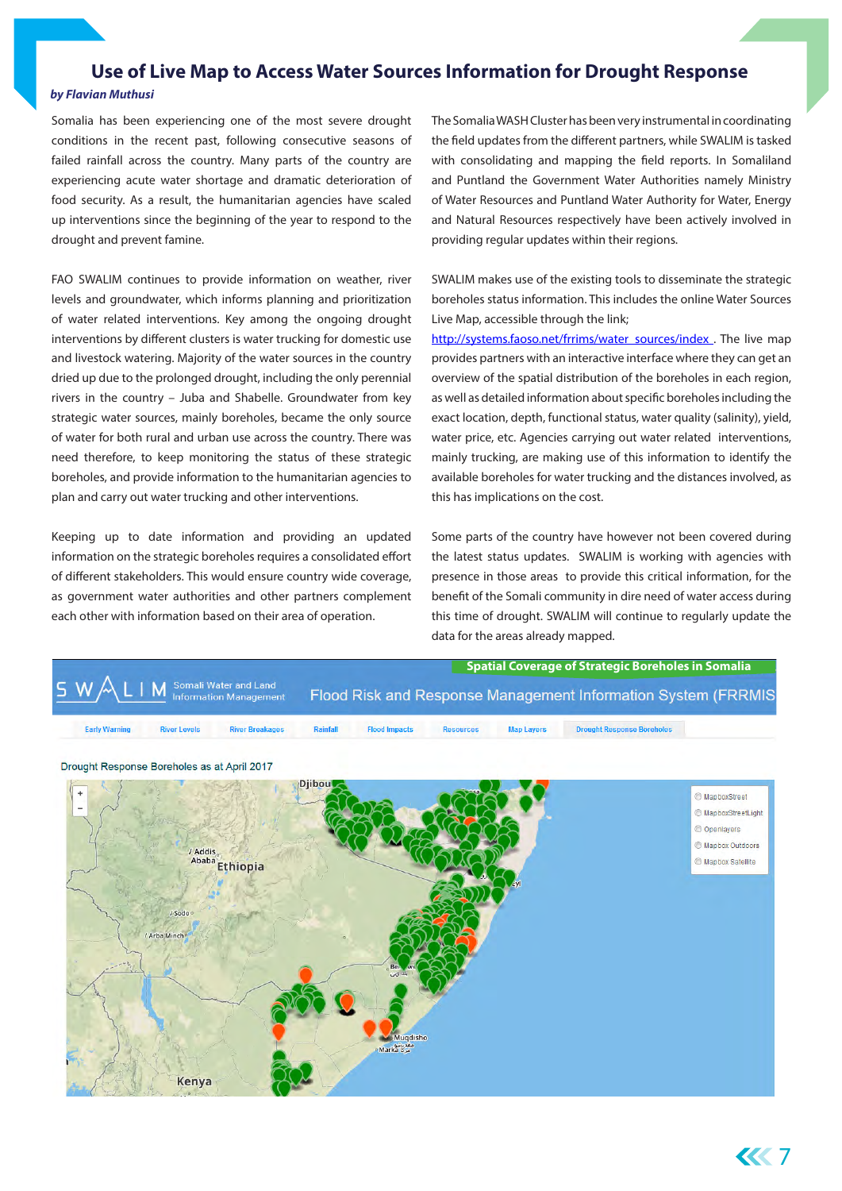# Use of Live Map to Access Water Sources Information for Drought Response

***by Flavian Muthusi***

Somalia has been experiencing one of the most severe drought conditions in the recent past, following consecutive seasons of failed rainfall across the country. Many parts of the country are experiencing acute water shortage and dramatic deterioration of food security. As a result, the humanitarian agencies have scaled up interventions since the beginning of the year to respond to the drought and prevent famine.

FAO SWALIM continues to provide information on weather, river levels and groundwater, which informs planning and prioritization of water related interventions. Key among the ongoing drought interventions by different clusters is water trucking for domestic use and livestock watering. Majority of the water sources in the country dried up due to the prolonged drought, including the only perennial rivers in the country – Juba and Shabelle. Groundwater from key strategic water sources, mainly boreholes, became the only source of water for both rural and urban use across the country. There was need therefore, to keep monitoring the status of these strategic boreholes, and provide information to the humanitarian agencies to plan and carry out water trucking and other interventions.

Keeping up to date information and providing an updated information on the strategic boreholes requires a consolidated effort of different stakeholders. This would ensure country wide coverage, as government water authorities and other partners complement each other with information based on their area of operation.

The Somalia WASH Cluster has been very instrumental in coordinating the field updates from the different partners, while SWALIM is tasked with consolidating and mapping the field reports. In Somaliland and Puntland the Government Water Authorities namely Ministry of Water Resources and Puntland Water Authority for Water, Energy and Natural Resources respectively have been actively involved in providing regular updates within their regions.

SWALIM makes use of the existing tools to disseminate the strategic boreholes status information. This includes the online Water Sources Live Map, accessible through the link; http://systems.faoso.net/frrims/water_sources/index . The live map provides partners with an interactive interface where they can get an overview of the spatial distribution of the boreholes in each region, as well as detailed information about specific boreholes including the exact location, depth, functional status, water quality (salinity), yield, water price, etc. Agencies carrying out water related interventions, mainly trucking, are making use of this information to identify the available boreholes for water trucking and the distances involved, as this has implications on the cost.

Some parts of the country have however not been covered during the latest status updates. SWALIM is working with agencies with presence in those areas to provide this critical information, for the benefit of the Somali community in dire need of water access during this time of drought. SWALIM will continue to regularly update the data for the areas already mapped.

Spatial Coverage of Strategic Boreholes in Somalia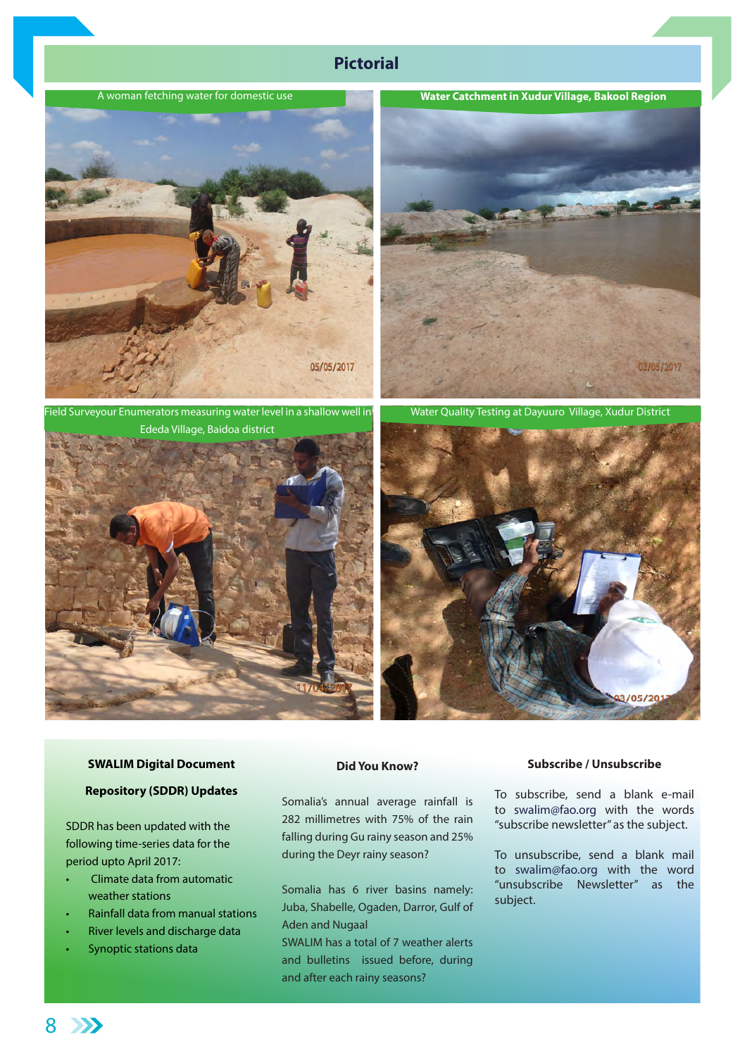## Pictorial

A woman fetching water for domestic use

Water Catchment in Xudur Village, Bakool Region

Field Surveyour Enumerators measuring water level in a shallow well in Ededa Village, Baidoa district

Water Quality Testing at Dayuuro Village, Xudur District

### SWALIM Digital Document Repository (SDDR) Updates

SDDR has been updated with the following time-series data for the period upto April 2017:

- Climate data from automatic weather stations
- Rainfall data from manual stations
- River levels and discharge data
- Synoptic stations data

### Did You Know?

Somalia's annual average rainfall is 282 millimetres with 75% of the rain falling during Gu rainy season and 25% during the Deyr rainy season?

Somalia has 6 river basins namely: Juba, Shabelle, Ogaden, Darror, Gulf of Aden and Nugaal

SWALIM has a total of 7 weather alerts and bulletins issued before, during and after each rainy seasons?

### Subscribe / Unsubscribe

To subscribe, send a blank e-mail to swalim@fao.org with the words "subscribe newsletter" as the subject.

To unsubscribe, send a blank mail to swalim@fao.org with the word "unsubscribe Newsletter" as the subject.